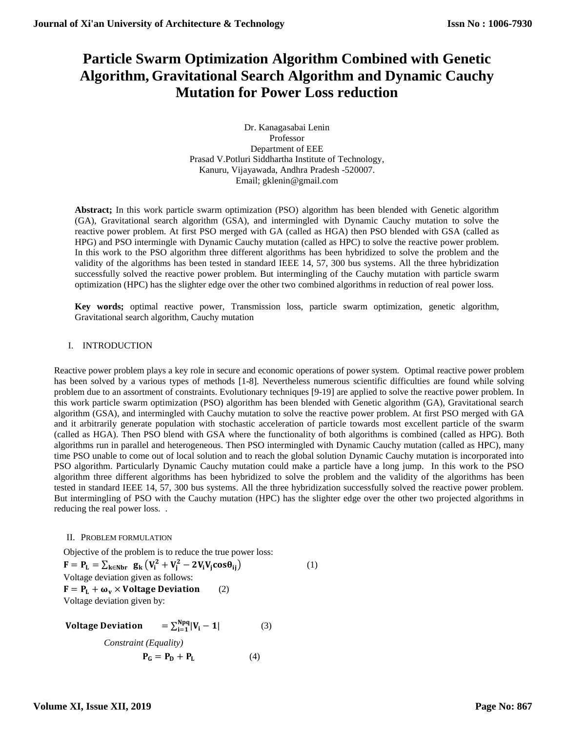# Particle Swarm Optimization Algorithm Combined with Genetic Algorithm, Gravitational Search Algorithm and Dynamic Cauchy Mutation for Power Loss reduction

Dr. Kanagasabai Lenin
Professor
Department of EEE
Prasad V.Potluri Siddhartha Institute of Technology,
Kanuru, Vijayawada, Andhra Pradesh -520007.
Email; gklenin@gmail.com

**Abstract;** In this work particle swarm optimization (PSO) algorithm has been blended with Genetic algorithm (GA), Gravitational search algorithm (GSA), and intermingled with Dynamic Cauchy mutation to solve the reactive power problem. At first PSO merged with GA (called as HGA) then PSO blended with GSA (called as HPG) and PSO intermingle with Dynamic Cauchy mutation (called as HPC) to solve the reactive power problem. In this work to the PSO algorithm three different algorithms has been hybridized to solve the problem and the validity of the algorithms has been tested in standard IEEE 14, 57, 300 bus systems. All the three hybridization successfully solved the reactive power problem. But intermingling of the Cauchy mutation with particle swarm optimization (HPC) has the slighter edge over the other two combined algorithms in reduction of real power loss.

**Key words;** optimal reactive power, Transmission loss, particle swarm optimization, genetic algorithm, Gravitational search algorithm, Cauchy mutation

## I. INTRODUCTION

Reactive power problem plays a key role in secure and economic operations of power system. Optimal reactive power problem has been solved by a various types of methods [1-8]. Nevertheless numerous scientific difficulties are found while solving problem due to an assortment of constraints. Evolutionary techniques [9-19] are applied to solve the reactive power problem. In this work particle swarm optimization (PSO) algorithm has been blended with Genetic algorithm (GA), Gravitational search algorithm (GSA), and intermingled with Cauchy mutation to solve the reactive power problem. At first PSO merged with GA and it arbitrarily generate population with stochastic acceleration of particle towards most excellent particle of the swarm (called as HGA). Then PSO blend with GSA where the functionality of both algorithms is combined (called as HPG). Both algorithms run in parallel and heterogeneous. Then PSO intermingled with Dynamic Cauchy mutation (called as HPC), many time PSO unable to come out of local solution and to reach the global solution Dynamic Cauchy mutation is incorporated into PSO algorithm. Particularly Dynamic Cauchy mutation could make a particle have a long jump. In this work to the PSO algorithm three different algorithms has been hybridized to solve the problem and the validity of the algorithms has been tested in standard IEEE 14, 57, 300 bus systems. All the three hybridization successfully solved the reactive power problem. But intermingling of PSO with the Cauchy mutation (HPC) has the slighter edge over the other two projected algorithms in reducing the real power loss. .

## II. PROBLEM FORMULATION

Objective of the problem is to reduce the true power loss:

$$\mathbf{F = P_L = \sum_{k \in Nbr} g_k \left(V_i^2 + V_j^2 - 2V_iV_j\cos\theta_{ij}\right)} \quad (1)$$

Voltage deviation given as follows:

$$\mathbf{F = P_L + \omega_v \times Voltage\ Deviation} \quad (2)$$

Voltage deviation given by:

$$\mathbf{Voltage\ Deviation = \sum_{i=1}^{Npq} |V_i - 1|} \quad (3)$$

*Constraint (Equality)*

$$\mathbf{P_G = P_D + P_L} \quad (4)$$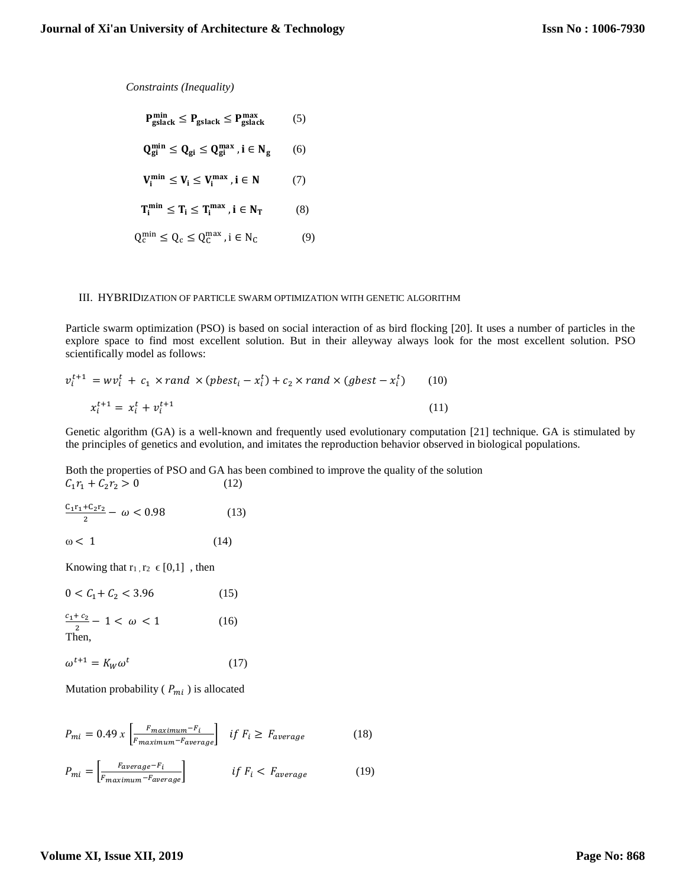*Constraints (Inequality)*

$$\mathbf{P_{gslack}^{min}} \leq \mathbf{P_{gslack}} \leq \mathbf{P_{gslack}^{max}} \qquad (5)$$

$$\mathbf{Q_{gi}^{min}} \leq \mathbf{Q_{gi}} \leq \mathbf{Q_{gi}^{max}}, \mathbf{i} \in \mathbf{N_g} \qquad (6)$$

$$\mathbf{V_i^{min}} \leq \mathbf{V_i} \leq \mathbf{V_i^{max}}, \mathbf{i} \in \mathbf{N} \qquad (7)$$

$$\mathbf{T_i^{min}} \leq \mathbf{T_i} \leq \mathbf{T_i^{max}}, \mathbf{i} \in \mathbf{N_T} \qquad (8)$$

$$\mathrm{Q_c^{min}} \leq \mathrm{Q_c} \leq \mathrm{Q_C^{max}}, \mathrm{i} \in \mathrm{N_C} \qquad (9)$$

## III. HYBRIDIZATION OF PARTICLE SWARM OPTIMIZATION WITH GENETIC ALGORITHM

Particle swarm optimization (PSO) is based on social interaction of as bird flocking [20]. It uses a number of particles in the explore space to find most excellent solution. But in their alleyway always look for the most excellent solution. PSO scientifically model as follows:

$$v_i^{t+1} = wv_i^t + c_1 \times rand \times (pbest_i - x_i^t) + c_2 \times rand \times (gbest - x_i^t) \qquad (10)$$

$$x_i^{t+1} = x_i^t + v_i^{t+1} \qquad (11)$$

Genetic algorithm (GA) is a well-known and frequently used evolutionary computation [21] technique. GA is stimulated by the principles of genetics and evolution, and imitates the reproduction behavior observed in biological populations.

Both the properties of PSO and GA has been combined to improve the quality of the solution

$$C_1r_1 + C_2r_2 > 0 \qquad (12)$$

$$\frac{C_1r_1+C_2r_2}{2} - \omega < 0.98 \qquad (13)$$

$$\omega < 1 \qquad (14)$$

Knowing that $r_1, r_2 \in [0,1]$ , then

$$0 < C_1 + C_2 < 3.96 \qquad (15)$$

$$\frac{c_1+c_2}{2} - 1 < \omega < 1 \qquad (16)$$

Then,

$$\omega^{t+1} = K_W \omega^t \qquad (17)$$

Mutation probability ( $P_{mi}$ ) is allocated

$$P_{mi} = 0.49\, x \left[\frac{F_{maximum} - F_i}{F_{maximum} - F_{average}}\right] \quad if\ F_i \geq F_{average} \qquad (18)$$

$$P_{mi} = \left[\frac{F_{average} - F_i}{F_{maximum} - F_{average}}\right] \quad if\ F_i < F_{average} \qquad (19)$$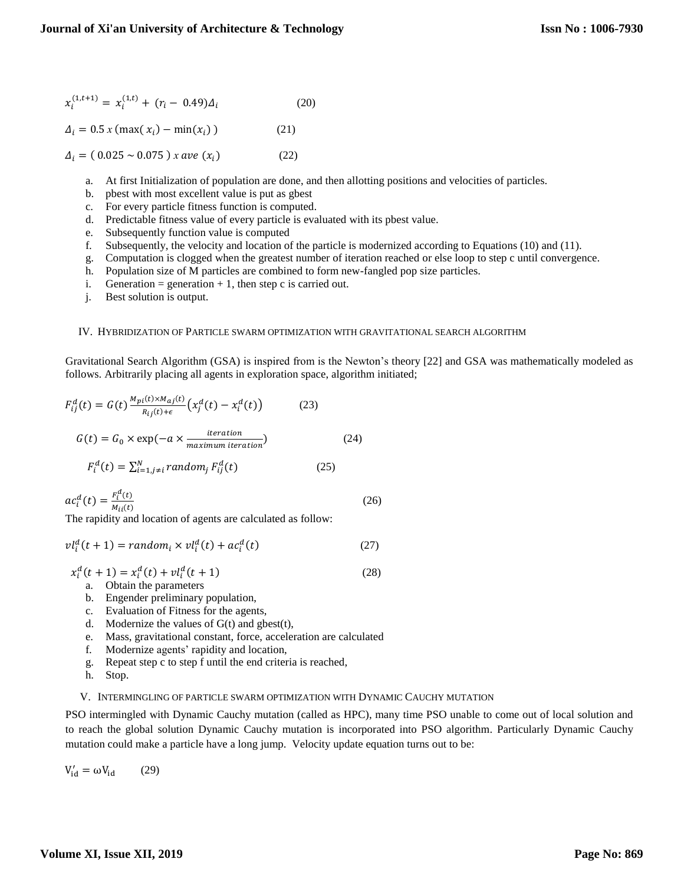$$x_i^{(1,t+1)} = x_i^{(1,t)} + (r_i - 0.49)\Delta_i \qquad (20)$$

$$\Delta_i = 0.5\ x\ (\max(x_i) - \min(x_i)) \qquad (21)$$

$$\Delta_i = (0.025 \sim 0.075)\ x\ ave\ (x_i) \qquad (22)$$

a. At first Initialization of population are done, and then allotting positions and velocities of particles.
b. pbest with most excellent value is put as gbest
c. For every particle fitness function is computed.
d. Predictable fitness value of every particle is evaluated with its pbest value.
e. Subsequently function value is computed
f. Subsequently, the velocity and location of the particle is modernized according to Equations (10) and (11).
g. Computation is clogged when the greatest number of iteration reached or else loop to step c until convergence.
h. Population size of M particles are combined to form new-fangled pop size particles.
i. Generation = generation + 1, then step c is carried out.
j. Best solution is output.

## IV. Hybridization of Particle swarm optimization with gravitational search algorithm

Gravitational Search Algorithm (GSA) is inspired from is the Newton's theory [22] and GSA was mathematically modeled as follows. Arbitrarily placing all agents in exploration space, algorithm initiated;

$$F_{ij}^d(t) = G(t)\frac{M_{pi}(t) \times M_{aj}(t)}{R_{ij}(t)+\epsilon}\left(x_j^d(t) - x_i^d(t)\right) \qquad (23)$$

$$G(t) = G_0 \times \exp\left(-a \times \frac{iteration}{maximum\ iteration}\right) \qquad (24)$$

$$F_i^d(t) = \sum_{i=1, j\neq i}^{N} random_j\, F_{ij}^d(t) \qquad (25)$$

$$ac_i^d(t) = \frac{F_i^d(t)}{M_{ii}(t)} \qquad (26)$$

The rapidity and location of agents are calculated as follow:

$$vl_i^d(t+1) = random_i \times vl_i^d(t) + ac_i^d(t) \qquad (27)$$

$$x_i^d(t+1) = x_i^d(t) + vl_i^d(t+1) \qquad (28)$$

a. Obtain the parameters
b. Engender preliminary population,
c. Evaluation of Fitness for the agents,
d. Modernize the values of G(t) and gbest(t),
e. Mass, gravitational constant, force, acceleration are calculated
f. Modernize agents' rapidity and location,
g. Repeat step c to step f until the end criteria is reached,
h. Stop.

## V. Intermingling of particle swarm optimization with Dynamic Cauchy mutation

PSO intermingled with Dynamic Cauchy mutation (called as HPC), many time PSO unable to come out of local solution and to reach the global solution Dynamic Cauchy mutation is incorporated into PSO algorithm. Particularly Dynamic Cauchy mutation could make a particle have a long jump. Velocity update equation turns out to be:

$$V'_{id} = \omega V_{id} \qquad (29)$$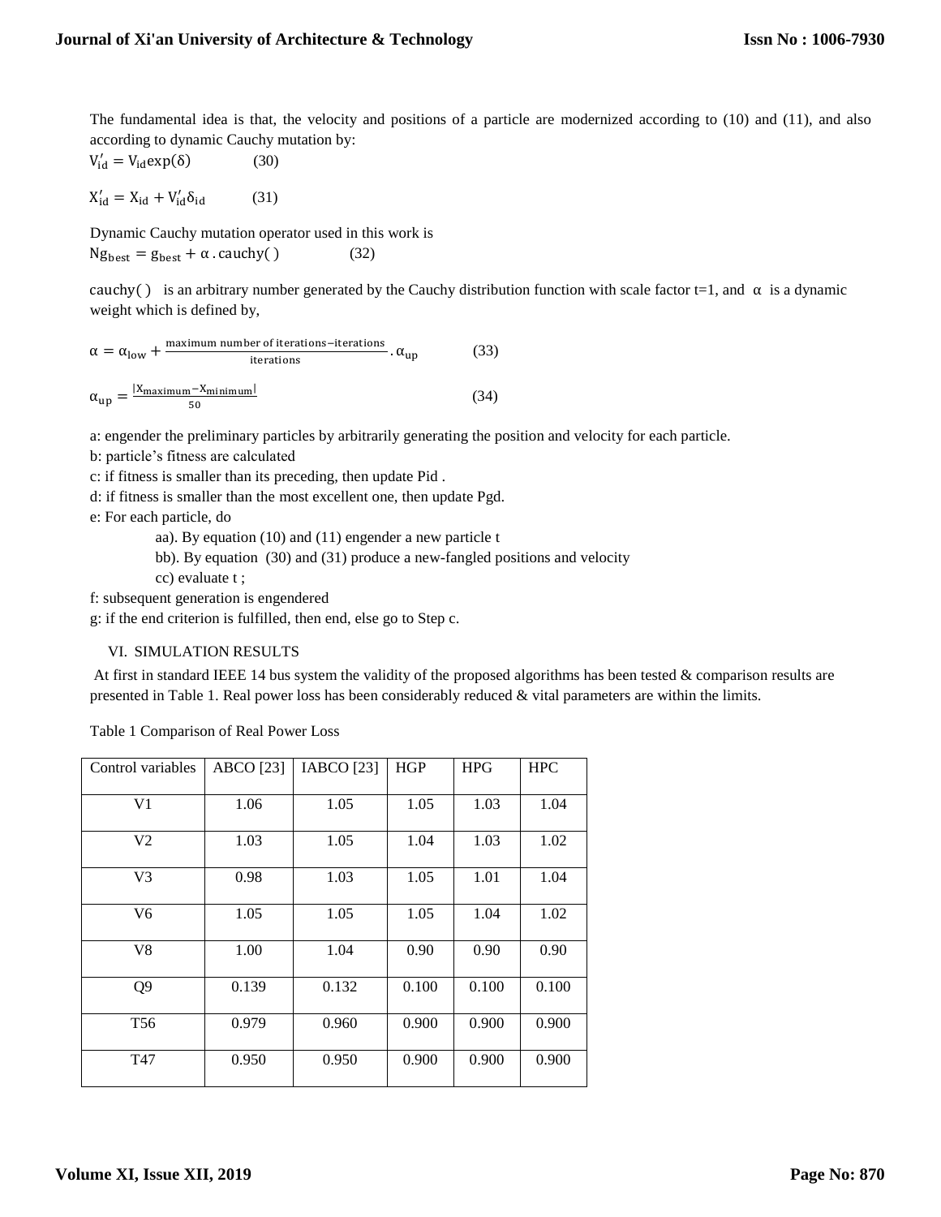The fundamental idea is that, the velocity and positions of a particle are modernized according to (10) and (11), and also according to dynamic Cauchy mutation by:

$$V'_{id} = V_{id}\exp(\delta) \qquad (30)$$

$$X'_{id} = X_{id} + V'_{id}\delta_{id} \qquad (31)$$

Dynamic Cauchy mutation operator used in this work is

$$Ng_{best} = g_{best} + \alpha \,.\, \text{cauchy}(\,) \qquad (32)$$

$\text{cauchy}(\,)$ is an arbitrary number generated by the Cauchy distribution function with scale factor t=1, and $\alpha$ is a dynamic weight which is defined by,

$$\alpha = \alpha_{low} + \frac{\text{maximum number of iterations} - \text{iterations}}{\text{iterations}} \,.\, \alpha_{up} \qquad (33)$$

$$\alpha_{up} = \frac{|x_{maximum} - x_{minimum}|}{50} \qquad (34)$$

a: engender the preliminary particles by arbitrarily generating the position and velocity for each particle.

b: particle's fitness are calculated

c: if fitness is smaller than its preceding, then update Pid .

d: if fitness is smaller than the most excellent one, then update Pgd.

e: For each particle, do

aa). By equation (10) and (11) engender a new particle t

bb). By equation (30) and (31) produce a new-fangled positions and velocity

cc) evaluate t ;

f: subsequent generation is engendered

g: if the end criterion is fulfilled, then end, else go to Step c.

## VI. SIMULATION RESULTS

At first in standard IEEE 14 bus system the validity of the proposed algorithms has been tested & comparison results are presented in Table 1. Real power loss has been considerably reduced & vital parameters are within the limits.

Table 1 Comparison of Real Power Loss

| Control variables | ABCO [23] | IABCO [23] | HGP | HPG | HPC |
|---|---|---|---|---|---|
| V1 | 1.06 | 1.05 | 1.05 | 1.03 | 1.04 |
| V2 | 1.03 | 1.05 | 1.04 | 1.03 | 1.02 |
| V3 | 0.98 | 1.03 | 1.05 | 1.01 | 1.04 |
| V6 | 1.05 | 1.05 | 1.05 | 1.04 | 1.02 |
| V8 | 1.00 | 1.04 | 0.90 | 0.90 | 0.90 |
| Q9 | 0.139 | 0.132 | 0.100 | 0.100 | 0.100 |
| T56 | 0.979 | 0.960 | 0.900 | 0.900 | 0.900 |
| T47 | 0.950 | 0.950 | 0.900 | 0.900 | 0.900 |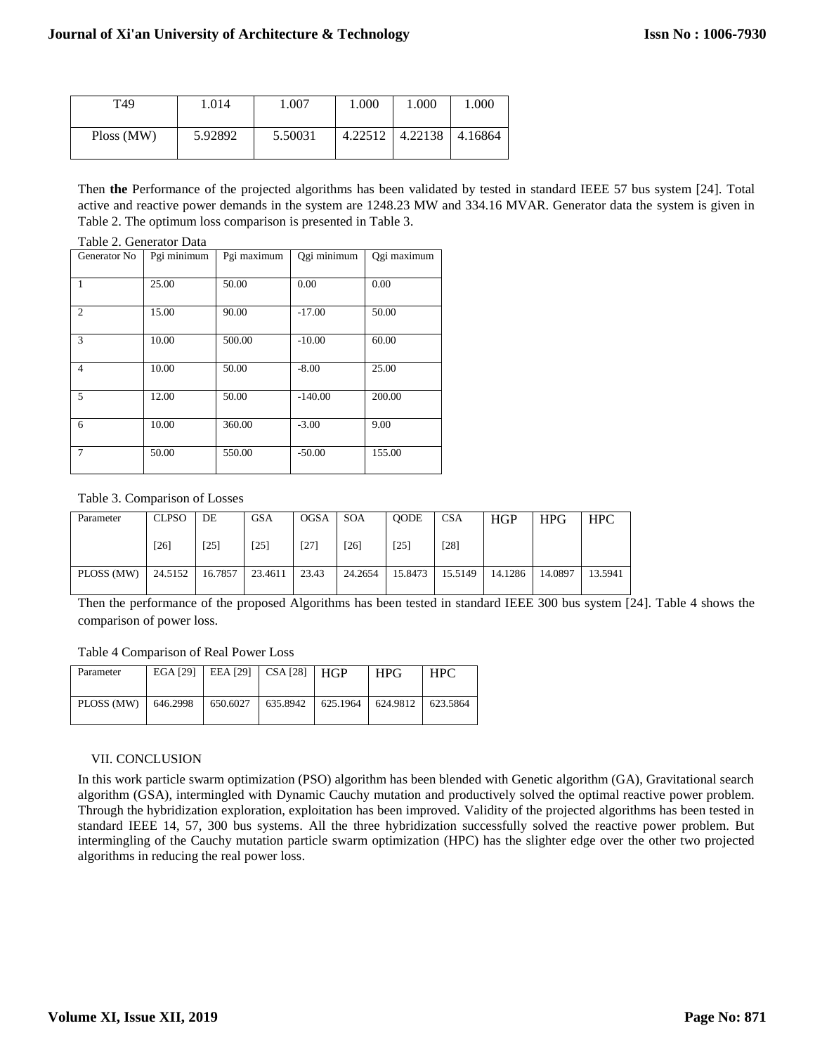| T49 | 1.014 | 1.007 | 1.000 | 1.000 | 1.000 |
|---|---|---|---|---|---|
| Ploss (MW) | 5.92892 | 5.50031 | 4.22512 | 4.22138 | 4.16864 |

Then **the** Performance of the projected algorithms has been validated by tested in standard IEEE 57 bus system [24]. Total active and reactive power demands in the system are 1248.23 MW and 334.16 MVAR. Generator data the system is given in Table 2. The optimum loss comparison is presented in Table 3.

Table 2. Generator Data

| Generator No | Pgi minimum | Pgi maximum | Qgi minimum | Qgi maximum |
|---|---|---|---|---|
| 1 | 25.00 | 50.00 | 0.00 | 0.00 |
| 2 | 15.00 | 90.00 | -17.00 | 50.00 |
| 3 | 10.00 | 500.00 | -10.00 | 60.00 |
| 4 | 10.00 | 50.00 | -8.00 | 25.00 |
| 5 | 12.00 | 50.00 | -140.00 | 200.00 |
| 6 | 10.00 | 360.00 | -3.00 | 9.00 |
| 7 | 50.00 | 550.00 | -50.00 | 155.00 |

Table 3. Comparison of Losses

| Parameter | CLPSO [26] | DE [25] | GSA [25] | OGSA [27] | SOA [26] | QODE [25] | CSA [28] | HGP | HPG | HPC |
|---|---|---|---|---|---|---|---|---|---|---|
| PLOSS (MW) | 24.5152 | 16.7857 | 23.4611 | 23.43 | 24.2654 | 15.8473 | 15.5149 | 14.1286 | 14.0897 | 13.5941 |

Then the performance of the proposed Algorithms has been tested in standard IEEE 300 bus system [24]. Table 4 shows the comparison of power loss.

Table 4 Comparison of Real Power Loss

| Parameter | EGA [29] | EEA [29] | CSA [28] | HGP | HPG | HPC |
|---|---|---|---|---|---|---|
| PLOSS (MW) | 646.2998 | 650.6027 | 635.8942 | 625.1964 | 624.9812 | 623.5864 |

## VII. CONCLUSION

In this work particle swarm optimization (PSO) algorithm has been blended with Genetic algorithm (GA), Gravitational search algorithm (GSA), intermingled with Dynamic Cauchy mutation and productively solved the optimal reactive power problem. Through the hybridization exploration, exploitation has been improved. Validity of the projected algorithms has been tested in standard IEEE 14, 57, 300 bus systems. All the three hybridization successfully solved the reactive power problem. But intermingling of the Cauchy mutation particle swarm optimization (HPC) has the slighter edge over the other two projected algorithms in reducing the real power loss.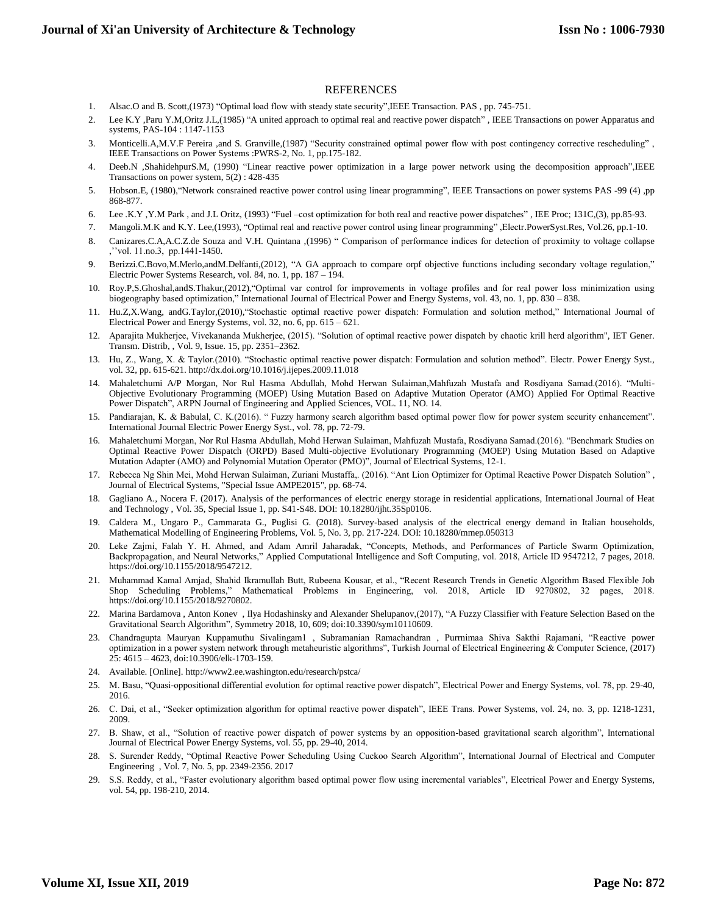## REFERENCES

1. Alsac.O and B. Scott,(1973) "Optimal load flow with steady state security",IEEE Transaction. PAS , pp. 745-751.
2. Lee K.Y ,Paru Y.M,Oritz J.L,(1985) "A united approach to optimal real and reactive power dispatch" , IEEE Transactions on power Apparatus and systems, PAS-104 : 1147-1153
3. Monticelli.A,M.V.F Pereira ,and S. Granville,(1987) "Security constrained optimal power flow with post contingency corrective rescheduling" , IEEE Transactions on Power Systems :PWRS-2, No. 1, pp.175-182.
4. Deeb.N ,ShahidehpurS.M, (1990) "Linear reactive power optimization in a large power network using the decomposition approach",IEEE Transactions on power system, 5(2) : 428-435
5. Hobson.E, (1980),"Network consrained reactive power control using linear programming", IEEE Transactions on power systems PAS -99 (4) ,pp 868-877.
6. Lee .K.Y ,Y.M Park , and J.L Oritz, (1993) "Fuel –cost optimization for both real and reactive power dispatches" , IEE Proc; 131C,(3), pp.85-93.
7. Mangoli.M.K and K.Y. Lee,(1993), "Optimal real and reactive power control using linear programming" ,Electr.PowerSyst.Res, Vol.26, pp.1-10.
8. Canizares.C.A,A.C.Z.de Souza and V.H. Quintana ,(1996) " Comparison of performance indices for detection of proximity to voltage collapse ,''vol. 11.no.3, pp.1441-1450.
9. Berizzi.C.Bovo,M.Merlo,andM.Delfanti,(2012), "A GA approach to compare orpf objective functions including secondary voltage regulation," Electric Power Systems Research, vol. 84, no. 1, pp. 187 – 194.
10. Roy.P,S.Ghoshal,andS.Thakur,(2012),"Optimal var control for improvements in voltage profiles and for real power loss minimization using biogeography based optimization," International Journal of Electrical Power and Energy Systems, vol. 43, no. 1, pp. 830 – 838.
11. Hu.Z,X.Wang, andG.Taylor,(2010),"Stochastic optimal reactive power dispatch: Formulation and solution method," International Journal of Electrical Power and Energy Systems, vol. 32, no. 6, pp. 615 – 621.
12. Aparajita Mukherjee, Vivekananda Mukherjee, (2015). "Solution of optimal reactive power dispatch by chaotic krill herd algorithm", IET Gener. Transm. Distrib, , Vol. 9, Issue. 15, pp. 2351–2362.
13. Hu, Z., Wang, X. & Taylor.(2010). "Stochastic optimal reactive power dispatch: Formulation and solution method". Electr. Power Energy Syst., vol. 32, pp. 615-621. http://dx.doi.org/10.1016/j.ijepes.2009.11.018
14. Mahaletchumi A/P Morgan, Nor Rul Hasma Abdullah, Mohd Herwan Sulaiman,Mahfuzah Mustafa and Rosdiyana Samad.(2016). "Multi-Objective Evolutionary Programming (MOEP) Using Mutation Based on Adaptive Mutation Operator (AMO) Applied For Optimal Reactive Power Dispatch", ARPN Journal of Engineering and Applied Sciences, VOL. 11, NO. 14.
15. Pandiarajan, K. & Babulal, C. K.(2016). " Fuzzy harmony search algorithm based optimal power flow for power system security enhancement". International Journal Electric Power Energy Syst., vol. 78, pp. 72-79.
16. Mahaletchumi Morgan, Nor Rul Hasma Abdullah, Mohd Herwan Sulaiman, Mahfuzah Mustafa, Rosdiyana Samad.(2016). "Benchmark Studies on Optimal Reactive Power Dispatch (ORPD) Based Multi-objective Evolutionary Programming (MOEP) Using Mutation Based on Adaptive Mutation Adapter (AMO) and Polynomial Mutation Operator (PMO)", Journal of Electrical Systems, 12-1.
17. Rebecca Ng Shin Mei, Mohd Herwan Sulaiman, Zuriani Mustaffa,. (2016). "Ant Lion Optimizer for Optimal Reactive Power Dispatch Solution" , Journal of Electrical Systems, "Special Issue AMPE2015", pp. 68-74.
18. Gagliano A., Nocera F. (2017). Analysis of the performances of electric energy storage in residential applications, International Journal of Heat and Technology , Vol. 35, Special Issue 1, pp. S41-S48. DOI: 10.18280/ijht.35Sp0106.
19. Caldera M., Ungaro P., Cammarata G., Puglisi G. (2018). Survey-based analysis of the electrical energy demand in Italian households, Mathematical Modelling of Engineering Problems, Vol. 5, No. 3, pp. 217-224. DOI: 10.18280/mmep.050313
20. Leke Zajmi, Falah Y. H. Ahmed, and Adam Amril Jaharadak, "Concepts, Methods, and Performances of Particle Swarm Optimization, Backpropagation, and Neural Networks," Applied Computational Intelligence and Soft Computing, vol. 2018, Article ID 9547212, 7 pages, 2018. https://doi.org/10.1155/2018/9547212.
21. Muhammad Kamal Amjad, Shahid Ikramullah Butt, Rubeena Kousar, et al., "Recent Research Trends in Genetic Algorithm Based Flexible Job Shop Scheduling Problems," Mathematical Problems in Engineering, vol. 2018, Article ID 9270802, 32 pages, 2018. https://doi.org/10.1155/2018/9270802.
22. Marina Bardamova , Anton Konev , Ilya Hodashinsky and Alexander Shelupanov,(2017), "A Fuzzy Classifier with Feature Selection Based on the Gravitational Search Algorithm", Symmetry 2018, 10, 609; doi:10.3390/sym10110609.
23. Chandragupta Mauryan Kuppamuthu Sivalingam1 , Subramanian Ramachandran , Purrnimaa Shiva Sakthi Rajamani, "Reactive power optimization in a power system network through metaheuristic algorithms", Turkish Journal of Electrical Engineering & Computer Science, (2017) 25: 4615 – 4623, doi:10.3906/elk-1703-159.
24. Available. [Online]. http://www2.ee.washington.edu/research/pstca/
25. M. Basu, "Quasi-oppositional differential evolution for optimal reactive power dispatch", Electrical Power and Energy Systems, vol. 78, pp. 29-40, 2016.
26. C. Dai, et al., "Seeker optimization algorithm for optimal reactive power dispatch", IEEE Trans. Power Systems, vol. 24, no. 3, pp. 1218-1231, 2009.
27. B. Shaw, et al., "Solution of reactive power dispatch of power systems by an opposition-based gravitational search algorithm", International Journal of Electrical Power Energy Systems, vol. 55, pp. 29-40, 2014.
28. S. Surender Reddy, "Optimal Reactive Power Scheduling Using Cuckoo Search Algorithm", International Journal of Electrical and Computer Engineering , Vol. 7, No. 5, pp. 2349-2356. 2017
29. S.S. Reddy, et al., "Faster evolutionary algorithm based optimal power flow using incremental variables", Electrical Power and Energy Systems, vol. 54, pp. 198-210, 2014.